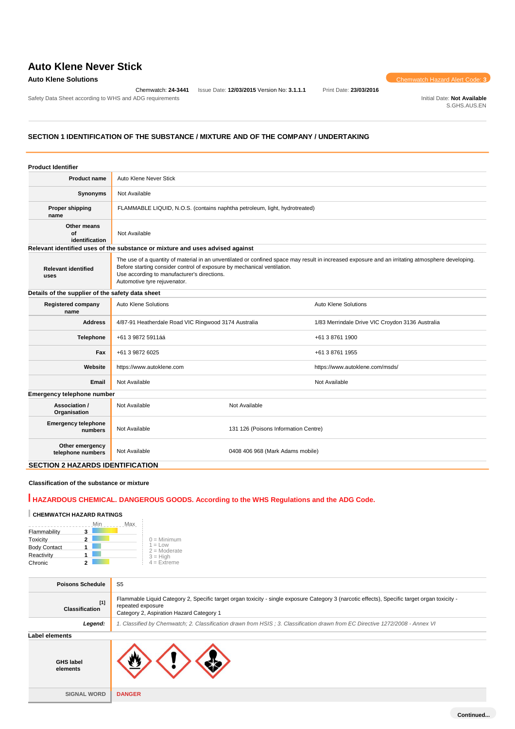# Auto Klene Never Stick

**Auto Klene Solutions**

Chemwatch Hazard Alert Code: 3

Chemwatch: **24-3441** Issue Date: **12/03/2015** Version No: **3.1.1.1** Print Date: **23/03/2016**

Safety Data Sheet according to WHS and ADG requirements

Initial Date: **Not Available**
S.GHS.AUS.EN

## SECTION 1 IDENTIFICATION OF THE SUBSTANCE / MIXTURE AND OF THE COMPANY / UNDERTAKING

### Product Identifier

| | |
|---|---|
| **Product name** | Auto Klene Never Stick |
| **Synonyms** | Not Available |
| **Proper shipping name** | FLAMMABLE LIQUID, N.O.S. (contains naphtha petroleum, light, hydrotreated) |
| **Other means of identification** | Not Available |

### Relevant identified uses of the substance or mixture and uses advised against

| | |
|---|---|
| **Relevant identified uses** | The use of a quantity of material in an unventilated or confined space may result in increased exposure and an irritating atmosphere developing. Before starting consider control of exposure by mechanical ventilation.<br>Use according to manufacturer's directions.<br>Automotive tyre rejuvenator. |

### Details of the supplier of the safety data sheet

| | | |
|---|---|---|
| **Registered company name** | Auto Klene Solutions | Auto Klene Solutions |
| **Address** | 4/87-91 Heatherdale Road VIC Ringwood 3174 Australia | 1/83 Merrindale Drive VIC Croydon 3136 Australia |
| **Telephone** | +61 3 9872 5911áá | +61 3 8761 1900 |
| **Fax** | +61 3 9872 6025 | +61 3 8761 1955 |
| **Website** | https://www.autoklene.com | https://www.autoklene.com/msds/ |
| **Email** | Not Available | Not Available |

### Emergency telephone number

| | | |
|---|---|---|
| **Association / Organisation** | Not Available | Not Available |
| **Emergency telephone numbers** | Not Available | 131 126 (Poisons Information Centre) |
| **Other emergency telephone numbers** | Not Available | 0408 406 968 (Mark Adams mobile) |

## SECTION 2 HAZARDS IDENTIFICATION

### Classification of the substance or mixture

**HAZARDOUS CHEMICAL. DANGEROUS GOODS. According to the WHS Regulations and the ADG Code.**

**CHEMWATCH HAZARD RATINGS**

| | Rating |
|---|---|
| Flammability | 3 |
| Toxicity | 2 |
| Body Contact | 1 |
| Reactivity | 1 |
| Chronic | 2 |

0 = Minimum
1 = Low
2 = Moderate
3 = High
4 = Extreme

| | |
|---|---|
| **Poisons Schedule** | S5 |
| **Classification** [1] | Flammable Liquid Category 2, Specific target organ toxicity - single exposure Category 3 (narcotic effects), Specific target organ toxicity - repeated exposure<br>Category 2, Aspiration Hazard Category 1 |
| ***Legend:*** | *1. Classified by Chemwatch; 2. Classification drawn from HSIS ; 3. Classification drawn from EC Directive 1272/2008 - Annex VI* |

### Label elements

| | |
|---|---|
| **GHS label elements** | |
| **SIGNAL WORD** | **DANGER** |

**Continued...**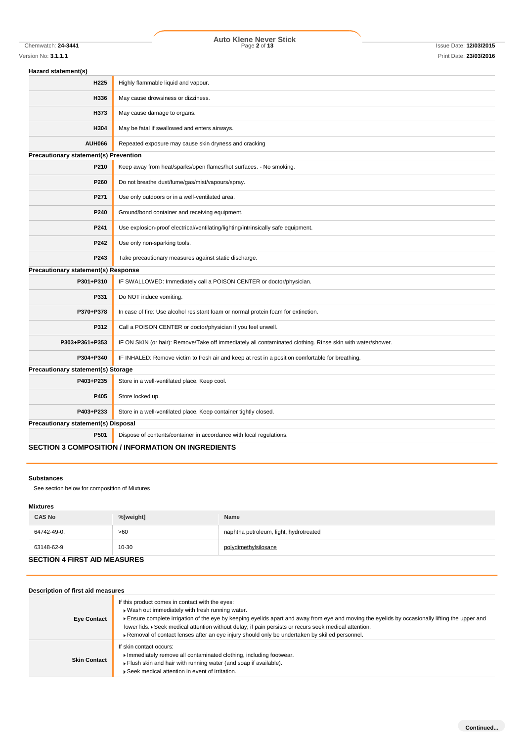### Hazard statement(s)

| | |
|---|---|
| H225 | Highly flammable liquid and vapour. |
| H336 | May cause drowsiness or dizziness. |
| H373 | May cause damage to organs. |
| H304 | May be fatal if swallowed and enters airways. |
| AUH066 | Repeated exposure may cause skin dryness and cracking |

### Precautionary statement(s) Prevention

| | |
|---|---|
| P210 | Keep away from heat/sparks/open flames/hot surfaces. - No smoking. |
| P260 | Do not breathe dust/fume/gas/mist/vapours/spray. |
| P271 | Use only outdoors or in a well-ventilated area. |
| P240 | Ground/bond container and receiving equipment. |
| P241 | Use explosion-proof electrical/ventilating/lighting/intrinsically safe equipment. |
| P242 | Use only non-sparking tools. |
| P243 | Take precautionary measures against static discharge. |

### Precautionary statement(s) Response

| | |
|---|---|
| P301+P310 | IF SWALLOWED: Immediately call a POISON CENTER or doctor/physician. |
| P331 | Do NOT induce vomiting. |
| P370+P378 | In case of fire: Use alcohol resistant foam or normal protein foam for extinction. |
| P312 | Call a POISON CENTER or doctor/physician if you feel unwell. |
| P303+P361+P353 | IF ON SKIN (or hair): Remove/Take off immediately all contaminated clothing. Rinse skin with water/shower. |
| P304+P340 | IF INHALED: Remove victim to fresh air and keep at rest in a position comfortable for breathing. |

### Precautionary statement(s) Storage

| | |
|---|---|
| P403+P235 | Store in a well-ventilated place. Keep cool. |
| P405 | Store locked up. |
| P403+P233 | Store in a well-ventilated place. Keep container tightly closed. |

### Precautionary statement(s) Disposal

| | |
|---|---|
| P501 | Dispose of contents/container in accordance with local regulations. |

## SECTION 3 COMPOSITION / INFORMATION ON INGREDIENTS

### Substances

See section below for composition of Mixtures

### Mixtures

| CAS No | %[weight] | Name |
|---|---|---|
| 64742-49-0. | >60 | naphtha petroleum, light, hydrotreated |
| 63148-62-9 | 10-30 | polydimethylsiloxane |

## SECTION 4 FIRST AID MEASURES

### Description of first aid measures

| | |
|---|---|
| Eye Contact | If this product comes in contact with the eyes:<br>▸ Wash out immediately with fresh running water.<br>▸ Ensure complete irrigation of the eye by keeping eyelids apart and away from eye and moving the eyelids by occasionally lifting the upper and lower lids. ▸ Seek medical attention without delay; if pain persists or recurs seek medical attention.<br>▸ Removal of contact lenses after an eye injury should only be undertaken by skilled personnel. |
| Skin Contact | If skin contact occurs:<br>▸ Immediately remove all contaminated clothing, including footwear.<br>▸ Flush skin and hair with running water (and soap if available).<br>▸ Seek medical attention in event of irritation. |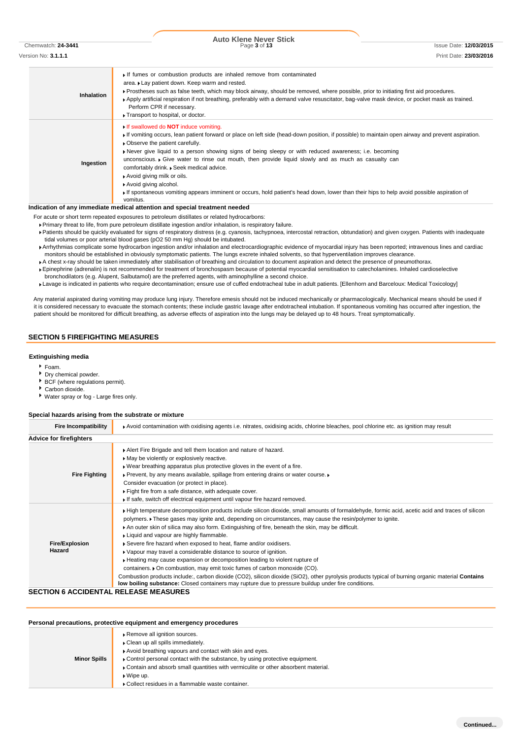| | |
|---|---|
| **Inhalation** | ▸ If fumes or combustion products are inhaled remove from contaminated area. ▸ Lay patient down. Keep warm and rested.<br>▸ Prostheses such as false teeth, which may block airway, should be removed, where possible, prior to initiating first aid procedures.<br>▸ Apply artificial respiration if not breathing, preferably with a demand valve resuscitator, bag-valve mask device, or pocket mask as trained. Perform CPR if necessary.<br>▸ Transport to hospital, or doctor. |
| **Ingestion** | ▸ If swallowed do **NOT** induce vomiting.<br>▸ If vomiting occurs, lean patient forward or place on left side (head-down position, if possible) to maintain open airway and prevent aspiration.<br>▸ Observe the patient carefully.<br>▸ Never give liquid to a person showing signs of being sleepy or with reduced awareness; i.e. becoming unconscious. ▸ Give water to rinse out mouth, then provide liquid slowly and as much as casualty can comfortably drink. ▸ Seek medical advice.<br>▸ Avoid giving milk or oils.<br>▸ Avoid giving alcohol.<br>▸ If spontaneous vomiting appears imminent or occurs, hold patient's head down, lower than their hips to help avoid possible aspiration of vomitus. |

### Indication of any immediate medical attention and special treatment needed

For acute or short term repeated exposures to petroleum distillates or related hydrocarbons:

- Primary threat to life, from pure petroleum distillate ingestion and/or inhalation, is respiratory failure.
- Patients should be quickly evaluated for signs of respiratory distress (e.g. cyanosis, tachypnoea, intercostal retraction, obtundation) and given oxygen. Patients with inadequate tidal volumes or poor arterial blood gases ($pO_2$ 50 mm Hg) should be intubated.
- Arrhythmias complicate some hydrocarbon ingestion and/or inhalation and electrocardiographic evidence of myocardial injury has been reported; intravenous lines and cardiac monitors should be established in obviously symptomatic patients. The lungs excrete inhaled solvents, so that hyperventilation improves clearance.
- A chest x-ray should be taken immediately after stabilisation of breathing and circulation to document aspiration and detect the presence of pneumothorax.
- Epinephrine (adrenalin) is not recommended for treatment of bronchospasm because of potential myocardial sensitisation to catecholamines. Inhaled cardioselective bronchodilators (e.g. Alupent, Salbutamol) are the preferred agents, with aminophylline a second choice.
- Lavage is indicated in patients who require decontamination; ensure use of cuffed endotracheal tube in adult patients. [Ellenhorn and Barceloux: Medical Toxicology]

Any material aspirated during vomiting may produce lung injury. Therefore emesis should not be induced mechanically or pharmacologically. Mechanical means should be used if it is considered necessary to evacuate the stomach contents; these include gastric lavage after endotracheal intubation. If spontaneous vomiting has occurred after ingestion, the patient should be monitored for difficult breathing, as adverse effects of aspiration into the lungs may be delayed up to 48 hours. Treat symptomatically.

## SECTION 5 FIREFIGHTING MEASURES

### Extinguishing media

- Foam.
- Dry chemical powder.
- BCF (where regulations permit).
- Carbon dioxide.
- Water spray or fog - Large fires only.

### Special hazards arising from the substrate or mixture

| | |
|---|---|
| **Fire Incompatibility** | ▸ Avoid contamination with oxidising agents i.e. nitrates, oxidising acids, chlorine bleaches, pool chlorine etc. as ignition may result |

### Advice for firefighters

| | |
|---|---|
| **Fire Fighting** | ▸ Alert Fire Brigade and tell them location and nature of hazard.<br>▸ May be violently or explosively reactive.<br>▸ Wear breathing apparatus plus protective gloves in the event of a fire.<br>▸ Prevent, by any means available, spillage from entering drains or water course. ▸ Consider evacuation (or protect in place).<br>▸ Fight fire from a safe distance, with adequate cover.<br>▸ If safe, switch off electrical equipment until vapour fire hazard removed. |
| **Fire/Explosion Hazard** | ▸ High temperature decomposition products include silicon dioxide, small amounts of formaldehyde, formic acid, acetic acid and traces of silicon polymers. ▸ These gases may ignite and, depending on circumstances, may cause the resin/polymer to ignite.<br>▸ An outer skin of silica may also form. Extinguishing of fire, beneath the skin, may be difficult.<br>▸ Liquid and vapour are highly flammable.<br>▸ Severe fire hazard when exposed to heat, flame and/or oxidisers.<br>▸ Vapour may travel a considerable distance to source of ignition.<br>▸ Heating may cause expansion or decomposition leading to violent rupture of containers. ▸ On combustion, may emit toxic fumes of carbon monoxide (CO).<br>Combustion products include:, carbon dioxide ($CO_2$), silicon dioxide ($SiO_2$), other pyrolysis products typical of burning organic material **Contains low boiling substance:** Closed containers may rupture due to pressure buildup under fire conditions. |

## SECTION 6 ACCIDENTAL RELEASE MEASURES

### Personal precautions, protective equipment and emergency procedures

| | |
|---|---|
| **Minor Spills** | ▸ Remove all ignition sources.<br>▸ Clean up all spills immediately.<br>▸ Avoid breathing vapours and contact with skin and eyes.<br>▸ Control personal contact with the substance, by using protective equipment.<br>▸ Contain and absorb small quantities with vermiculite or other absorbent material.<br>▸ Wipe up.<br>▸ Collect residues in a flammable waste container. |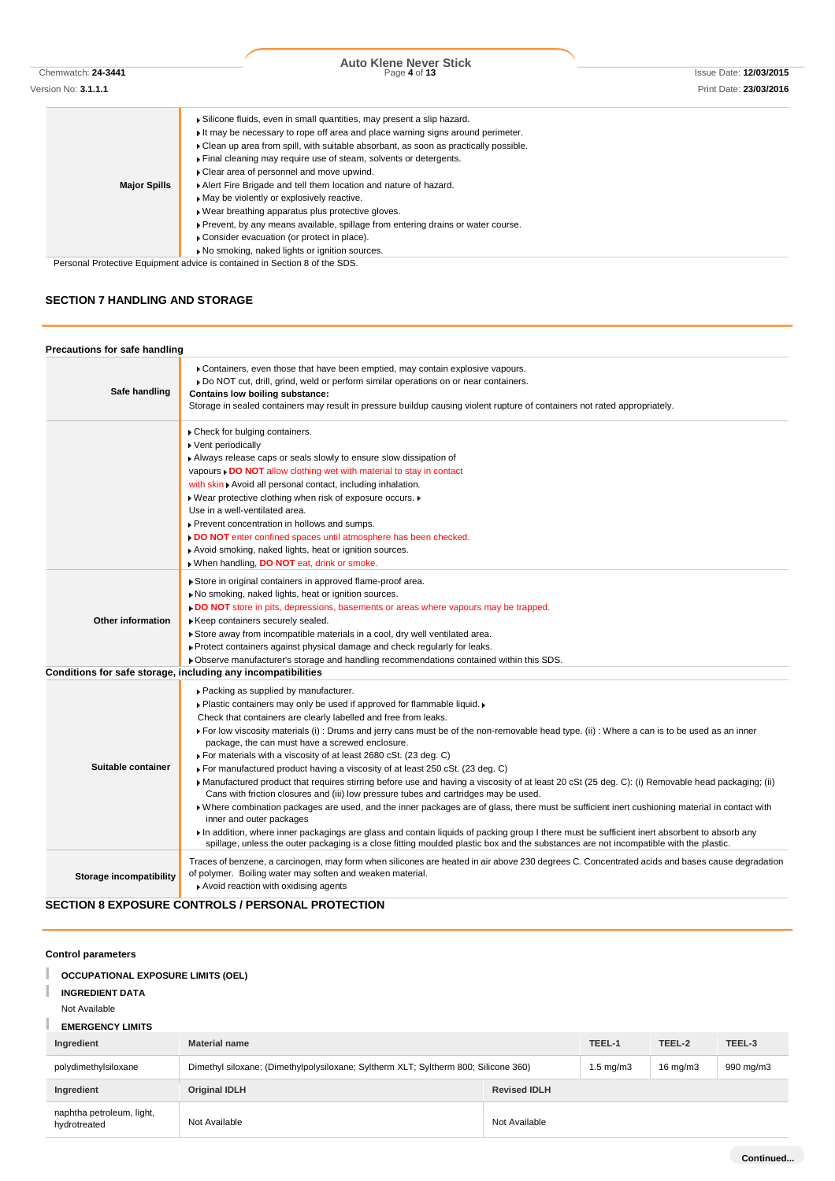| | |
|---|---|
| **Major Spills** | ▸ Silicone fluids, even in small quantities, may present a slip hazard.<br>▸ It may be necessary to rope off area and place warning signs around perimeter.<br>▸ Clean up area from spill, with suitable absorbant, as soon as practically possible.<br>▸ Final cleaning may require use of steam, solvents or detergents.<br>▸ Clear area of personnel and move upwind.<br>▸ Alert Fire Brigade and tell them location and nature of hazard.<br>▸ May be violently or explosively reactive.<br>▸ Wear breathing apparatus plus protective gloves.<br>▸ Prevent, by any means available, spillage from entering drains or water course.<br>▸ Consider evacuation (or protect in place).<br>▸ No smoking, naked lights or ignition sources. |

Personal Protective Equipment advice is contained in Section 8 of the SDS.

## SECTION 7 HANDLING AND STORAGE

### Precautions for safe handling

| | |
|---|---|
| **Safe handling** | ▸ Containers, even those that have been emptied, may contain explosive vapours.<br>▸ Do NOT cut, drill, grind, weld or perform similar operations on or near containers.<br>**Contains low boiling substance:**<br>Storage in sealed containers may result in pressure buildup causing violent rupture of containers not rated appropriately. |
| | ▸ Check for bulging containers.<br>▸ Vent periodically<br>▸ Always release caps or seals slowly to ensure slow dissipation of vapours ▸ **DO NOT** allow clothing wet with material to stay in contact with skin ▸ Avoid all personal contact, including inhalation.<br>▸ Wear protective clothing when risk of exposure occurs. ▸ Use in a well-ventilated area.<br>▸ Prevent concentration in hollows and sumps.<br>▸ **DO NOT** enter confined spaces until atmosphere has been checked.<br>▸ Avoid smoking, naked lights, heat or ignition sources.<br>▸ When handling, **DO NOT** eat, drink or smoke. |
| **Other information** | ▸ Store in original containers in approved flame-proof area.<br>▸ No smoking, naked lights, heat or ignition sources.<br>▸ **DO NOT** store in pits, depressions, basements or areas where vapours may be trapped.<br>▸ Keep containers securely sealed.<br>▸ Store away from incompatible materials in a cool, dry well ventilated area.<br>▸ Protect containers against physical damage and check regularly for leaks.<br>▸ Observe manufacturer's storage and handling recommendations contained within this SDS. |

### Conditions for safe storage, including any incompatibilities

| | |
|---|---|
| **Suitable container** | ▸ Packing as supplied by manufacturer.<br>▸ Plastic containers may only be used if approved for flammable liquid. ▸ Check that containers are clearly labelled and free from leaks.<br>▸ For low viscosity materials (i) : Drums and jerry cans must be of the non-removable head type. (ii) : Where a can is to be used as an inner package, the can must have a screwed enclosure.<br>▸ For materials with a viscosity of at least 2680 cSt. (23 deg. C)<br>▸ For manufactured product having a viscosity of at least 250 cSt. (23 deg. C)<br>▸ Manufactured product that requires stirring before use and having a viscosity of at least 20 cSt (25 deg. C): (i) Removable head packaging; (ii) Cans with friction closures and (iii) low pressure tubes and cartridges may be used.<br>▸ Where combination packages are used, and the inner packages are of glass, there must be sufficient inert cushioning material in contact with inner and outer packages<br>▸ In addition, where inner packagings are glass and contain liquids of packing group I there must be sufficient inert absorbent to absorb any spillage, unless the outer packaging is a close fitting moulded plastic box and the substances are not incompatible with the plastic. |
| **Storage incompatibility** | Traces of benzene, a carcinogen, may form when silicones are heated in air above 230 degrees C. Concentrated acids and bases cause degradation of polymer. Boiling water may soften and weaken material.<br>▸ Avoid reaction with oxidising agents |

## SECTION 8 EXPOSURE CONTROLS / PERSONAL PROTECTION

### Control parameters

**OCCUPATIONAL EXPOSURE LIMITS (OEL)**

**INGREDIENT DATA**

Not Available

**EMERGENCY LIMITS**

| Ingredient | Material name | TEEL-1 | TEEL-2 | TEEL-3 |
|---|---|---|---|---|
| polydimethylsiloxane | Dimethyl siloxane; (Dimethylpolysiloxane; Syltherm XLT; Syltherm 800; Silicone 360) | 1.5 mg/m3 | 16 mg/m3 | 990 mg/m3 |

| Ingredient | Original IDLH | Revised IDLH |
|---|---|---|
| naphtha petroleum, light, hydrotreated | Not Available | Not Available |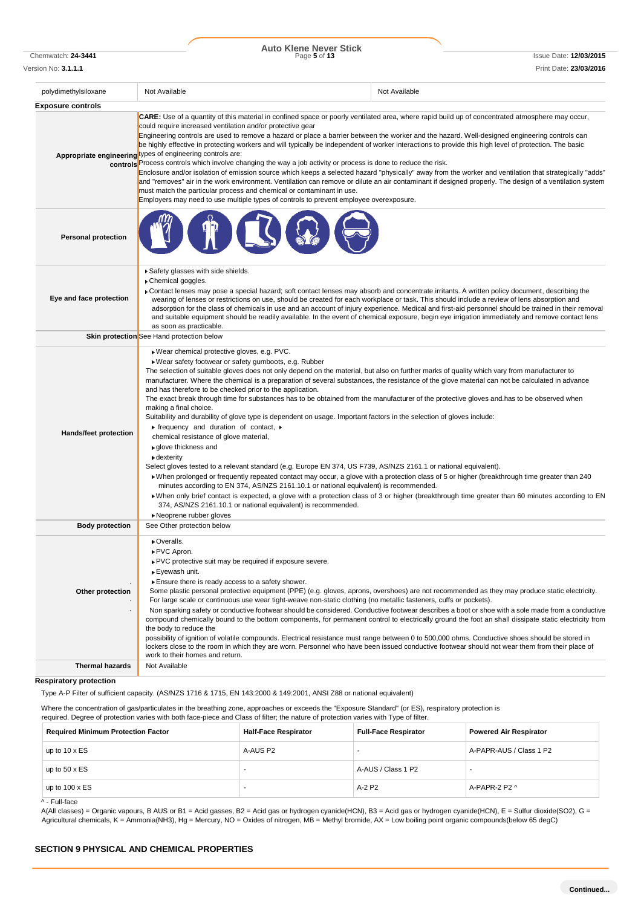| polydimethylsiloxane | Not Available | Not Available |
|---|---|---|

**Exposure controls**

| | |
|---|---|
| **Appropriate engineering controls** | **CARE:** Use of a quantity of this material in confined space or poorly ventilated area, where rapid build up of concentrated atmosphere may occur, could require increased ventilation and/or protective gear<br>Engineering controls are used to remove a hazard or place a barrier between the worker and the hazard. Well-designed engineering controls can be highly effective in protecting workers and will typically be independent of worker interactions to provide this high level of protection. The basic types of engineering controls are:<br>Process controls which involve changing the way a job activity or process is done to reduce the risk.<br>Enclosure and/or isolation of emission source which keeps a selected hazard "physically" away from the worker and ventilation that strategically "adds" and "removes" air in the work environment. Ventilation can remove or dilute an air contaminant if designed properly. The design of a ventilation system must match the particular process and chemical or contaminant in use.<br>Employers may need to use multiple types of controls to prevent employee overexposure. |
| **Personal protection** | |
| **Eye and face protection** | ▸ Safety glasses with side shields.<br>▸ Chemical goggles.<br>▸ Contact lenses may pose a special hazard; soft contact lenses may absorb and concentrate irritants. A written policy document, describing the wearing of lenses or restrictions on use, should be created for each workplace or task. This should include a review of lens absorption and adsorption for the class of chemicals in use and an account of injury experience. Medical and first-aid personnel should be trained in their removal and suitable equipment should be readily available. In the event of chemical exposure, begin eye irrigation immediately and remove contact lens as soon as practicable. |
| **Skin protection** | See Hand protection below |
| **Hands/feet protection** | ▸ Wear chemical protective gloves, e.g. PVC.<br>▸ Wear safety footwear or safety gumboots, e.g. Rubber<br>The selection of suitable gloves does not only depend on the material, but also on further marks of quality which vary from manufacturer to manufacturer. Where the chemical is a preparation of several substances, the resistance of the glove material can not be calculated in advance and has therefore to be checked prior to the application.<br>The exact break through time for substances has to be obtained from the manufacturer of the protective gloves and.has to be observed when making a final choice.<br>Suitability and durability of glove type is dependent on usage. Important factors in the selection of gloves include:<br>▸ frequency and duration of contact, ▸ chemical resistance of glove material,<br>▸ glove thickness and<br>▸ dexterity<br>Select gloves tested to a relevant standard (e.g. Europe EN 374, US F739, AS/NZS 2161.1 or national equivalent).<br>▸ When prolonged or frequently repeated contact may occur, a glove with a protection class of 5 or higher (breakthrough time greater than 240 minutes according to EN 374, AS/NZS 2161.10.1 or national equivalent) is recommended.<br>▸ When only brief contact is expected, a glove with a protection class of 3 or higher (breakthrough time greater than 60 minutes according to EN 374, AS/NZS 2161.10.1 or national equivalent) is recommended.<br>▸ Neoprene rubber gloves |
| **Body protection** | See Other protection below |
| **Other protection** | ▸ Overalls.<br>▸ PVC Apron.<br>▸ PVC protective suit may be required if exposure severe.<br>▸ Eyewash unit.<br>▸ Ensure there is ready access to a safety shower.<br>Some plastic personal protective equipment (PPE) (e.g. gloves, aprons, overshoes) are not recommended as they may produce static electricity.<br>For large scale or continuous use wear tight-weave non-static clothing (no metallic fasteners, cuffs or pockets).<br>Non sparking safety or conductive footwear should be considered. Conductive footwear describes a boot or shoe with a sole made from a conductive compound chemically bound to the bottom components, for permanent control to electrically ground the foot an shall dissipate static electricity from the body to reduce the possibility of ignition of volatile compounds. Electrical resistance must range between 0 to 500,000 ohms. Conductive shoes should be stored in lockers close to the room in which they are worn. Personnel who have been issued conductive footwear should not wear them from their place of work to their homes and return. |
| **Thermal hazards** | Not Available |

**Respiratory protection**

Type A-P Filter of sufficient capacity. (AS/NZS 1716 & 1715, EN 143:2000 & 149:2001, ANSI Z88 or national equivalent)

Where the concentration of gas/particulates in the breathing zone, approaches or exceeds the "Exposure Standard" (or ES), respiratory protection is required. Degree of protection varies with both face-piece and Class of filter; the nature of protection varies with Type of filter.

| Required Minimum Protection Factor | Half-Face Respirator | Full-Face Respirator | Powered Air Respirator |
|---|---|---|---|
| up to 10 x ES | A-AUS P2 | - | A-PAPR-AUS / Class 1 P2 |
| up to 50 x ES | - | A-AUS / Class 1 P2 | - |
| up to 100 x ES | - | A-2 P2 | A-PAPR-2 P2 ^ |

^ - Full-face

A(All classes) = Organic vapours, B AUS or B1 = Acid gasses, B2 = Acid gas or hydrogen cyanide(HCN), B3 = Acid gas or hydrogen cyanide(HCN), E = Sulfur dioxide(SO2), G = Agricultural chemicals, K = Ammonia(NH3), Hg = Mercury, NO = Oxides of nitrogen, MB = Methyl bromide, AX = Low boiling point organic compounds(below 65 degC)

## SECTION 9 PHYSICAL AND CHEMICAL PROPERTIES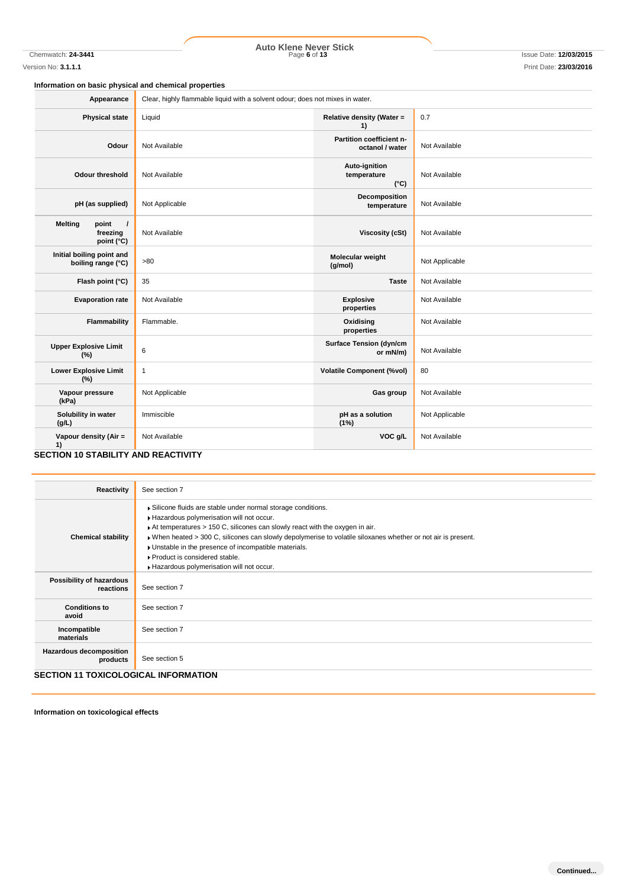### Information on basic physical and chemical properties

| | | | |
|---|---|---|---|
| **Appearance** | Clear, highly flammable liquid with a solvent odour; does not mixes in water. | | |
| **Physical state** | Liquid | **Relative density (Water = 1)** | 0.7 |
| **Odour** | Not Available | **Partition coefficient n-octanol / water** | Not Available |
| **Odour threshold** | Not Available | **Auto-ignition temperature (°C)** | Not Available |
| **pH (as supplied)** | Not Applicable | **Decomposition temperature** | Not Available |
| **Melting point / freezing point (°C)** | Not Available | **Viscosity (cSt)** | Not Available |
| **Initial boiling point and boiling range (°C)** | >80 | **Molecular weight (g/mol)** | Not Applicable |
| **Flash point (°C)** | 35 | **Taste** | Not Available |
| **Evaporation rate** | Not Available | **Explosive properties** | Not Available |
| **Flammability** | Flammable. | **Oxidising properties** | Not Available |
| **Upper Explosive Limit (%)** | 6 | **Surface Tension (dyn/cm or mN/m)** | Not Available |
| **Lower Explosive Limit (%)** | 1 | **Volatile Component (%vol)** | 80 |
| **Vapour pressure (kPa)** | Not Applicable | **Gas group** | Not Available |
| **Solubility in water (g/L)** | Immiscible | **pH as a solution (1%)** | Not Applicable |
| **Vapour density (Air = 1)** | Not Available | **VOC g/L** | Not Available |

## SECTION 10 STABILITY AND REACTIVITY

| | |
|---|---|
| **Reactivity** | See section 7 |
| **Chemical stability** | ▸ Silicone fluids are stable under normal storage conditions.<br>▸ Hazardous polymerisation will not occur.<br>▸ At temperatures > 150 C, silicones can slowly react with the oxygen in air.<br>▸ When heated > 300 C, silicones can slowly depolymerise to volatile siloxanes whether or not air is present.<br>▸ Unstable in the presence of incompatible materials.<br>▸ Product is considered stable.<br>▸ Hazardous polymerisation will not occur. |
| **Possibility of hazardous reactions** | See section 7 |
| **Conditions to avoid** | See section 7 |
| **Incompatible materials** | See section 7 |
| **Hazardous decomposition products** | See section 5 |

## SECTION 11 TOXICOLOGICAL INFORMATION

**Information on toxicological effects**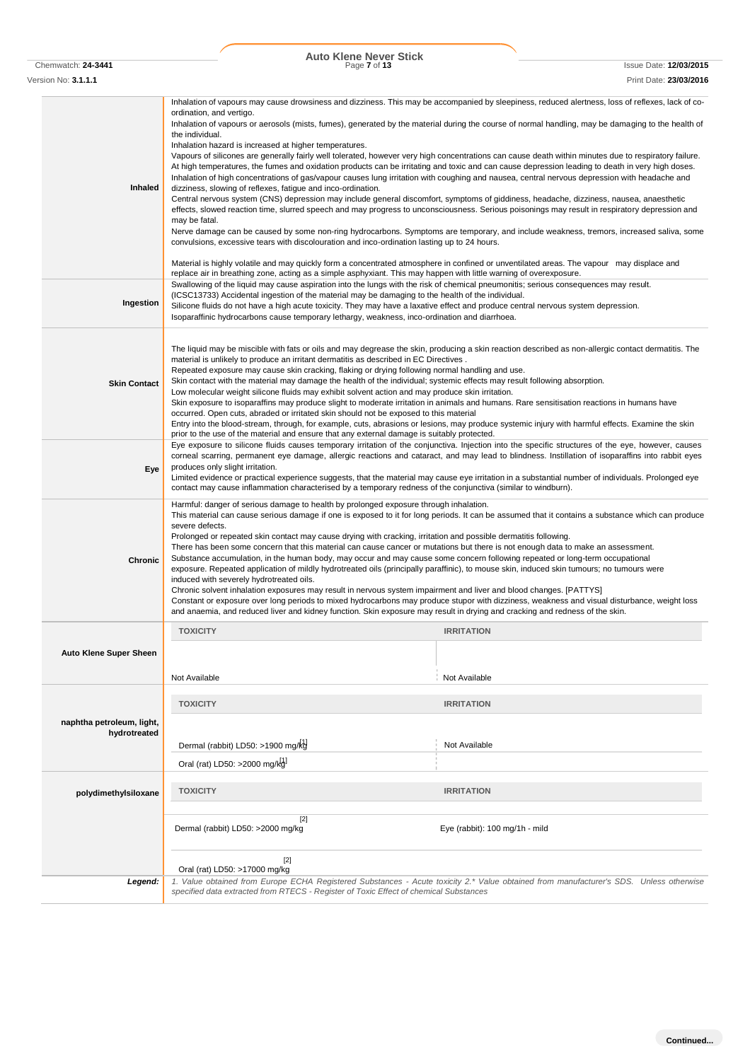| | |
|---|---|
| **Inhaled** | Inhalation of vapours may cause drowsiness and dizziness. This may be accompanied by sleepiness, reduced alertness, loss of reflexes, lack of co-ordination, and vertigo.<br>Inhalation of vapours or aerosols (mists, fumes), generated by the material during the course of normal handling, may be damaging to the health of the individual.<br>Inhalation hazard is increased at higher temperatures.<br>Vapours of silicones are generally fairly well tolerated, however very high concentrations can cause death within minutes due to respiratory failure. At high temperatures, the fumes and oxidation products can be irritating and toxic and can cause depression leading to death in very high doses.<br>Inhalation of high concentrations of gas/vapour causes lung irritation with coughing and nausea, central nervous depression with headache and dizziness, slowing of reflexes, fatigue and inco-ordination.<br>Central nervous system (CNS) depression may include general discomfort, symptoms of giddiness, headache, dizziness, nausea, anaesthetic effects, slowed reaction time, slurred speech and may progress to unconsciousness. Serious poisonings may result in respiratory depression and may be fatal.<br>Nerve damage can be caused by some non-ring hydrocarbons. Symptoms are temporary, and include weakness, tremors, increased saliva, some convulsions, excessive tears with discolouration and inco-ordination lasting up to 24 hours.<br><br>Material is highly volatile and may quickly form a concentrated atmosphere in confined or unventilated areas. The vapour may displace and replace air in breathing zone, acting as a simple asphyxiant. This may happen with little warning of overexposure. |
| **Ingestion** | Swallowing of the liquid may cause aspiration into the lungs with the risk of chemical pneumonitis; serious consequences may result. (ICSC13733) Accidental ingestion of the material may be damaging to the health of the individual.<br>Silicone fluids do not have a high acute toxicity. They may have a laxative effect and produce central nervous system depression.<br>Isoparaffinic hydrocarbons cause temporary lethargy, weakness, inco-ordination and diarrhoea. |
| **Skin Contact** | The liquid may be miscible with fats or oils and may degrease the skin, producing a skin reaction described as non-allergic contact dermatitis. The material is unlikely to produce an irritant dermatitis as described in EC Directives .<br>Repeated exposure may cause skin cracking, flaking or drying following normal handling and use.<br>Skin contact with the material may damage the health of the individual; systemic effects may result following absorption.<br>Low molecular weight silicone fluids may exhibit solvent action and may produce skin irritation.<br>Skin exposure to isoparaffins may produce slight to moderate irritation in animals and humans. Rare sensitisation reactions in humans have occurred. Open cuts, abraded or irritated skin should not be exposed to this material<br>Entry into the blood-stream, through, for example, cuts, abrasions or lesions, may produce systemic injury with harmful effects. Examine the skin prior to the use of the material and ensure that any external damage is suitably protected. |
| **Eye** | Eye exposure to silicone fluids causes temporary irritation of the conjunctiva. Injection into the specific structures of the eye, however, causes corneal scarring, permanent eye damage, allergic reactions and cataract, and may lead to blindness. Instillation of isoparaffins into rabbit eyes produces only slight irritation.<br>Limited evidence or practical experience suggests, that the material may cause eye irritation in a substantial number of individuals. Prolonged eye contact may cause inflammation characterised by a temporary redness of the conjunctiva (similar to windburn). |
| **Chronic** | Harmful: danger of serious damage to health by prolonged exposure through inhalation.<br>This material can cause serious damage if one is exposed to it for long periods. It can be assumed that it contains a substance which can produce severe defects.<br>Prolonged or repeated skin contact may cause drying with cracking, irritation and possible dermatitis following.<br>There has been some concern that this material can cause cancer or mutations but there is not enough data to make an assessment.<br>Substance accumulation, in the human body, may occur and may cause some concern following repeated or long-term occupational exposure. Repeated application of mildly hydrotreated oils (principally paraffinic), to mouse skin, induced skin tumours; no tumours were induced with severely hydrotreated oils.<br>Chronic solvent inhalation exposures may result in nervous system impairment and liver and blood changes. [PATTYS]<br>Constant or exposure over long periods to mixed hydrocarbons may produce stupor with dizziness, weakness and visual disturbance, weight loss and anaemia, and reduced liver and kidney function. Skin exposure may result in drying and cracking and redness of the skin. |

| | TOXICITY | IRRITATION |
|---|---|---|
| **Auto Klene Super Sheen** | Not Available | Not Available |
| **naphtha petroleum, light, hydrotreated** | Dermal (rabbit) LD50: >1900 mg/kg[1] | Not Available |
| | Oral (rat) LD50: >2000 mg/kg[1] | |
| **polydimethylsiloxane** | Dermal (rabbit) LD50: >2000 mg/kg[2] | Eye (rabbit): 100 mg/1h - mild |
| | Oral (rat) LD50: >17000 mg/kg[2] | |

| | |
|---|---|
| ***Legend:*** | *1. Value obtained from Europe ECHA Registered Substances - Acute toxicity 2.\* Value obtained from manufacturer's SDS. Unless otherwise specified data extracted from RTECS - Register of Toxic Effect of chemical Substances* |

Continued...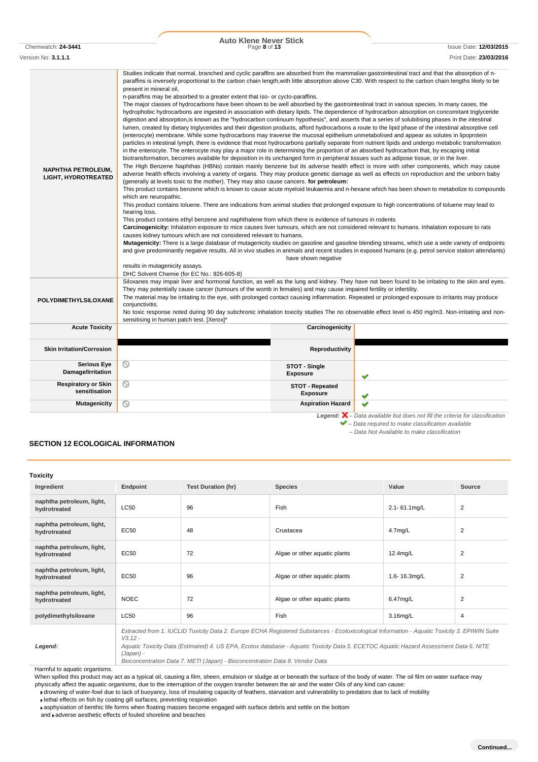| | |
|---|---|
| **NAPHTHA PETROLEUM, LIGHT, HYDROTREATED** | Studies indicate that normal, branched and cyclic paraffins are absorbed from the mammalian gastrointestinal tract and that the absorption of n-paraffins is inversely proportional to the carbon chain length,with little absorption above C30. With respect to the carbon chain lengths likely to be present in mineral oil,<br>n-paraffins may be absorbed to a greater extent that iso- or cyclo-paraffins.<br>The major classes of hydrocarbons have been shown to be well absorbed by the gastrointestinal tract in various species. In many cases, the hydrophobic hydrocarbons are ingested in association with dietary lipids. The dependence of hydrocarbon absorption on concomitant triglyceride digestion and absorption,is known as the "hydrocarbon continuum hypothesis", and asserts that a series of solubilising phases in the intestinal lumen, created by dietary triglycerides and their digestion products, afford hydrocarbons a route to the lipid phase of the intestinal absorptive cell (enterocyte) membrane. While some hydrocarbons may traverse the mucosal epithelium unmetabolised and appear as solutes in lipoprotein particles in intestinal lymph, there is evidence that most hydrocarbons partially separate from nutrient lipids and undergo metabolic transformation in the enterocyte. The enterocyte may play a major role in determining the proportion of an absorbed hydrocarbon that, by escaping initial biotransformation, becomes available for deposition in its unchanged form in peripheral tissues such as adipose tissue, or in the liver.<br>The High Benzene Naphthas (HBNs) contain mainly benzene but its adverse health effect is more with other components, which may cause adverse health effects involving a variety of organs. They may produce genetic damage as well as effects on reproduction and the unborn baby (generally at levels toxic to the mother). They may also cause cancers. **for petroleum:**<br>This product contains benzene which is known to cause acute myeloid leukaemia and n-hexane which has been shown to metabolize to compounds which are neuropathic.<br>This product contains toluene. There are indications from animal studies that prolonged exposure to high concentrations of toluene may lead to hearing loss.<br>This product contains ethyl benzene and naphthalene from which there is evidence of tumours in rodents<br>**Carcinogenicity:** Inhalation exposure to mice causes liver tumours, which are not considered relevant to humans. Inhalation exposure to rats causes kidney tumours which are not considered relevant to humans.<br>**Mutagenicity:** There is a large database of mutagenicity studies on gasoline and gasoline blending streams, which use a wide variety of endpoints and give predominantly negative results. All in vivo studies in animals and recent studies in exposed humans (e.g. petrol service station attendants) have shown negative<br>results in mutagenicity assays.<br>DHC Solvent Chemie (for EC No.: 926-605-8) |
| **POLYDIMETHYLSILOXANE** | Siloxanes may impair liver and hormonal function, as well as the lung and kidney. They have not been found to be irritating to the skin and eyes. They may potentially cause cancer (tumours of the womb in females) and may cause impaired fertility or infertility.<br>The material may be irritating to the eye, with prolonged contact causing inflammation. Repeated or prolonged exposure to irritants may produce conjunctivitis.<br>No toxic response noted during 90 day subchronic inhalation toxicity studies The no observable effect level is 450 mg/m3. Non-irritating and non-sensitising in human patch test. [Xerox]* |

| | | | |
|---|---|---|---|
| **Acute Toxicity** | | **Carcinogenicity** | |
| **Skin Irritation/Corrosion** | | **Reproductivity** | |
| **Serious Eye Damage/Irritation** | ⊘ | **STOT - Single Exposure** | ✔ |
| **Respiratory or Skin sensitisation** | ⊘ | **STOT - Repeated Exposure** | ✔ |
| **Mutagenicity** | ⊘ | **Aspiration Hazard** | ✔ |

*Legend:* ✘ – Data available but does not fill the criteria for classification
✔ – Data required to make classification available
– Data Not Available to make classification

## SECTION 12 ECOLOGICAL INFORMATION

### Toxicity

| Ingredient | Endpoint | Test Duration (hr) | Species | Value | Source |
|---|---|---|---|---|---|
| naphtha petroleum, light, hydrotreated | LC50 | 96 | Fish | 2.1- 61.1mg/L | 2 |
| naphtha petroleum, light, hydrotreated | EC50 | 48 | Crustacea | 4.7mg/L | 2 |
| naphtha petroleum, light, hydrotreated | EC50 | 72 | Algae or other aquatic plants | 12.4mg/L | 2 |
| naphtha petroleum, light, hydrotreated | EC50 | 96 | Algae or other aquatic plants | 1.6- 16.3mg/L | 2 |
| naphtha petroleum, light, hydrotreated | NOEC | 72 | Algae or other aquatic plants | 6.47mg/L | 2 |
| polydimethylsiloxane | LC50 | 96 | Fish | 3.16mg/L | 4 |
| *Legend:* | *Extracted from 1. IUCLID Toxicity Data 2. Europe ECHA Registered Substances - Ecotoxicological Information - Aquatic Toxicity 3. EPIWIN Suite V3.12 - Aquatic Toxicity Data (Estimated) 4. US EPA, Ecotox database - Aquatic Toxicity Data 5. ECETOC Aquatic Hazard Assessment Data 6. NITE (Japan) - Bioconcentration Data 7. METI (Japan) - Bioconcentration Data 8. Vendor Data* | | | | |

Harmful to aquatic organisms.
When spilled this product may act as a typical oil, causing a film, sheen, emulsion or sludge at or beneath the surface of the body of water. The oil film on water surface may physically affect the aquatic organisms, due to the interruption of the oxygen transfer between the air and the water Oils of any kind can cause:

- drowning of water-fowl due to lack of buoyancy, loss of insulating capacity of feathers, starvation and vulnerability to predators due to lack of mobility
- lethal effects on fish by coating gill surfaces, preventing respiration
- asphyxiation of benthic life forms when floating masses become engaged with surface debris and settle on the bottom

and ▸ adverse aesthetic effects of fouled shoreline and beaches

Continued...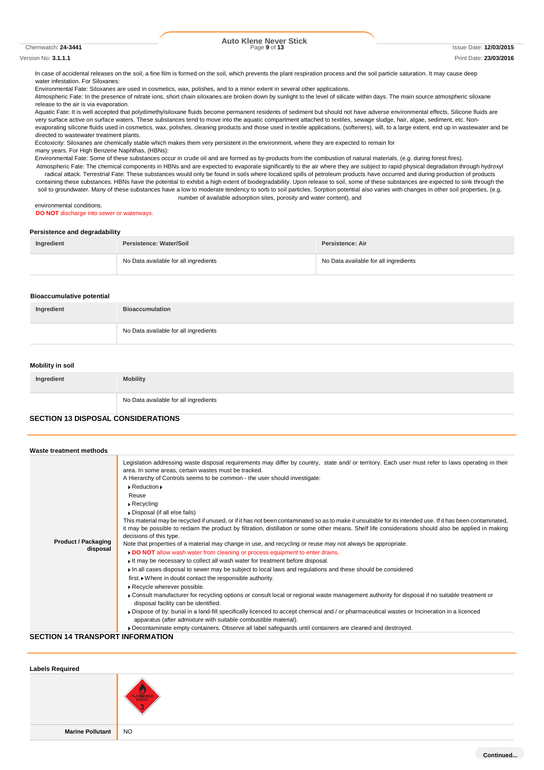In case of accidental releases on the soil, a fine film is formed on the soil, which prevents the plant respiration process and the soil particle saturation. It may cause deep water infestation. For Siloxanes:

Environmental Fate: Siloxanes are used in cosmetics, wax, polishes, and to a minor extent in several other applications.

Atmospheric Fate: In the presence of nitrate ions, short chain siloxanes are broken down by sunlight to the level of silicate within days. The main source atmospheric siloxane release to the air is via evaporation.

Aquatic Fate: It is well accepted that polydimethylsiloxane fluids become permanent residents of sediment but should not have adverse environmental effects. Silicone fluids are very surface active on surface waters. These substances tend to move into the aquatic compartment attached to textiles, sewage sludge, hair, algae, sediment, etc. Non-evaporating silicone fluids used in cosmetics, wax, polishes, cleaning products and those used in textile applications, (softeners), will, to a large extent, end up in wastewater and be directed to wastewater treatment plants.

Ecotoxicity: Siloxanes are chemically stable which makes them very persistent in the environment, where they are expected to remain for many years. For High Benzene Naphthas, (HBNs):

Environmental Fate: Some of these substances occur in crude oil and are formed as by-products from the combustion of natural materials, (e.g. during forest fires).

Atmospheric Fate: The chemical components in HBNs and are expected to evaporate significantly to the air where they are subject to rapid physical degradation through hydroxyl radical attack. Terrestrial Fate: These substances would only be found in soils where localized spills of petroleum products have occurred and during production of products containing these substances. HBNs have the potential to exhibit a high extent of biodegradability. Upon release to soil, some of these substances are expected to sink through the soil to groundwater. Many of these substances have a low to moderate tendency to sorb to soil particles. Sorption potential also varies with changes in other soil properties, (e.g. number of available adsorption sites, porosity and water content), and environmental conditions.

**DO NOT** discharge into sewer or waterways.

### Persistence and degradability

| Ingredient | Persistence: Water/Soil | Persistence: Air |
|---|---|---|
| | No Data available for all ingredients | No Data available for all ingredients |

### Bioaccumulative potential

| Ingredient | Bioaccumulation |
|---|---|
| | No Data available for all ingredients |

### Mobility in soil

| Ingredient | Mobility |
|---|---|
| | No Data available for all ingredients |

## SECTION 13 DISPOSAL CONSIDERATIONS

### Waste treatment methods

**Product / Packaging disposal**

Legislation addressing waste disposal requirements may differ by country, state and/ or territory. Each user must refer to laws operating in their area. In some areas, certain wastes must be tracked.

A Hierarchy of Controls seems to be common - the user should investigate:

- Reduction
- Reuse
- Recycling
- Disposal (if all else fails)

This material may be recycled if unused, or if it has not been contaminated so as to make it unsuitable for its intended use. If it has been contaminated, it may be possible to reclaim the product by filtration, distillation or some other means. Shelf life considerations should also be applied in making decisions of this type.

Note that properties of a material may change in use, and recycling or reuse may not always be appropriate.

- **DO NOT** allow wash water from cleaning or process equipment to enter drains.
- It may be necessary to collect all wash water for treatment before disposal.
- In all cases disposal to sewer may be subject to local laws and regulations and these should be considered first.
- Where in doubt contact the responsible authority.
- Recycle wherever possible.
- Consult manufacturer for recycling options or consult local or regional waste management authority for disposal if no suitable treatment or disposal facility can be identified.
- Dispose of by: burial in a land-fill specifically licenced to accept chemical and / or pharmaceutical wastes or Incineration in a licenced apparatus (after admixture with suitable combustible material).
- Decontaminate empty containers. Observe all label safeguards until containers are cleaned and destroyed.

## SECTION 14 TRANSPORT INFORMATION

### Labels Required

| | |
|---|---|
| | FLAMMABLE LIQUID 3 |
| **Marine Pollutant** | NO |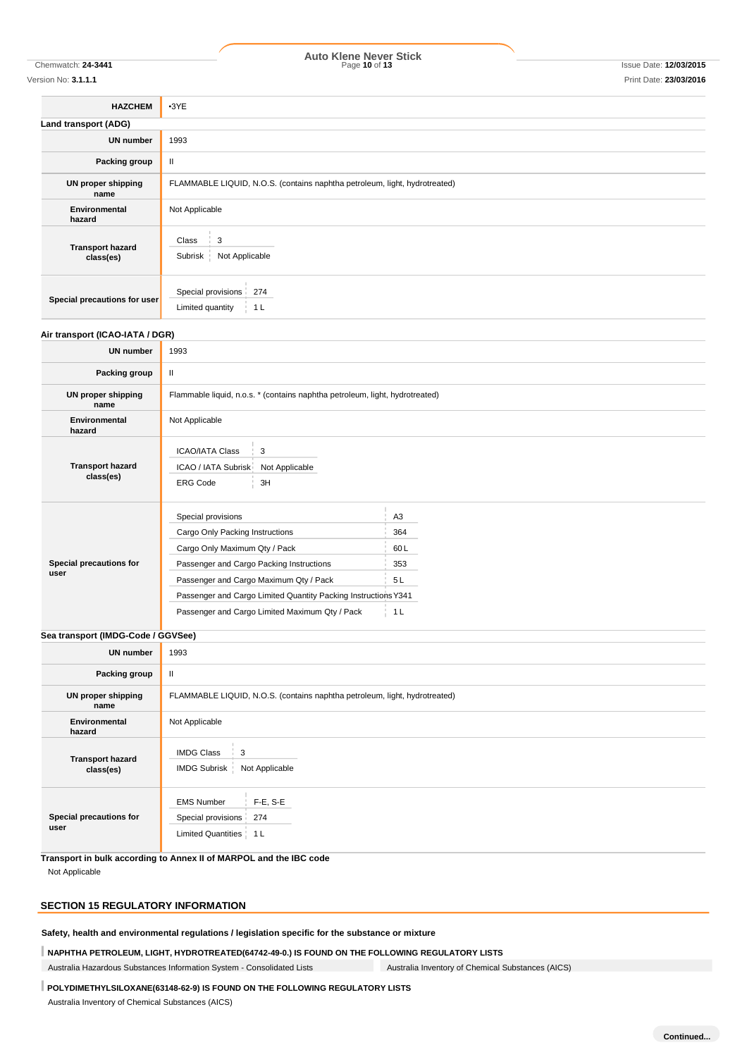| | |
|---|---|
| **HAZCHEM** | •3YE |

**Land transport (ADG)**

| | |
|---|---|
| **UN number** | 1993 |
| **Packing group** | II |
| **UN proper shipping name** | FLAMMABLE LIQUID, N.O.S. (contains naphtha petroleum, light, hydrotreated) |
| **Environmental hazard** | Not Applicable |
| **Transport hazard class(es)** | Class: 3<br>Subrisk: Not Applicable |
| **Special precautions for user** | Special provisions: 274<br>Limited quantity: 1 L |

**Air transport (ICAO-IATA / DGR)**

| | |
|---|---|
| **UN number** | 1993 |
| **Packing group** | II |
| **UN proper shipping name** | Flammable liquid, n.o.s. * (contains naphtha petroleum, light, hydrotreated) |
| **Environmental hazard** | Not Applicable |
| **Transport hazard class(es)** | ICAO/IATA Class: 3<br>ICAO / IATA Subrisk: Not Applicable<br>ERG Code: 3H |
| **Special precautions for user** | Special provisions: A3<br>Cargo Only Packing Instructions: 364<br>Cargo Only Maximum Qty / Pack: 60 L<br>Passenger and Cargo Packing Instructions: 353<br>Passenger and Cargo Maximum Qty / Pack: 5 L<br>Passenger and Cargo Limited Quantity Packing Instructions: Y341<br>Passenger and Cargo Limited Maximum Qty / Pack: 1 L |

**Sea transport (IMDG-Code / GGVSee)**

| | |
|---|---|
| **UN number** | 1993 |
| **Packing group** | II |
| **UN proper shipping name** | FLAMMABLE LIQUID, N.O.S. (contains naphtha petroleum, light, hydrotreated) |
| **Environmental hazard** | Not Applicable |
| **Transport hazard class(es)** | IMDG Class: 3<br>IMDG Subrisk: Not Applicable |
| **Special precautions for user** | EMS Number: F-E, S-E<br>Special provisions: 274<br>Limited Quantities: 1 L |

**Transport in bulk according to Annex II of MARPOL and the IBC code**

Not Applicable

## SECTION 15 REGULATORY INFORMATION

**Safety, health and environmental regulations / legislation specific for the substance or mixture**

**NAPHTHA PETROLEUM, LIGHT, HYDROTREATED(64742-49-0.) IS FOUND ON THE FOLLOWING REGULATORY LISTS**

| | |
|---|---|
| Australia Hazardous Substances Information System - Consolidated Lists | Australia Inventory of Chemical Substances (AICS) |

**POLYDIMETHYLSILOXANE(63148-62-9) IS FOUND ON THE FOLLOWING REGULATORY LISTS**

Australia Inventory of Chemical Substances (AICS)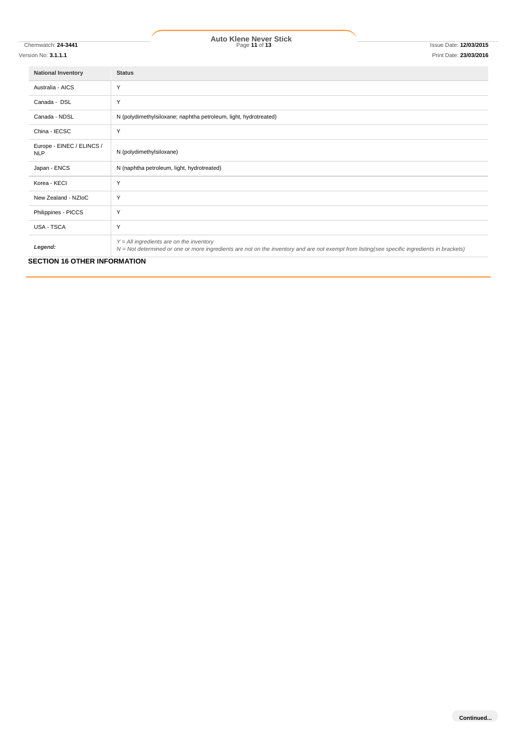| National Inventory | Status |
|---|---|
| Australia - AICS | Y |
| Canada - DSL | Y |
| Canada - NDSL | N (polydimethylsiloxane; naphtha petroleum, light, hydrotreated) |
| China - IECSC | Y |
| Europe - EINEC / ELINCS / NLP | N (polydimethylsiloxane) |
| Japan - ENCS | N (naphtha petroleum, light, hydrotreated) |
| Korea - KECI | Y |
| New Zealand - NZIoC | Y |
| Philippines - PICCS | Y |
| USA - TSCA | Y |
| ***Legend:*** | *Y = All ingredients are on the inventory*<br>*N = Not determined or one or more ingredients are not on the inventory and are not exempt from listing(see specific ingredients in brackets)* |

## SECTION 16 OTHER INFORMATION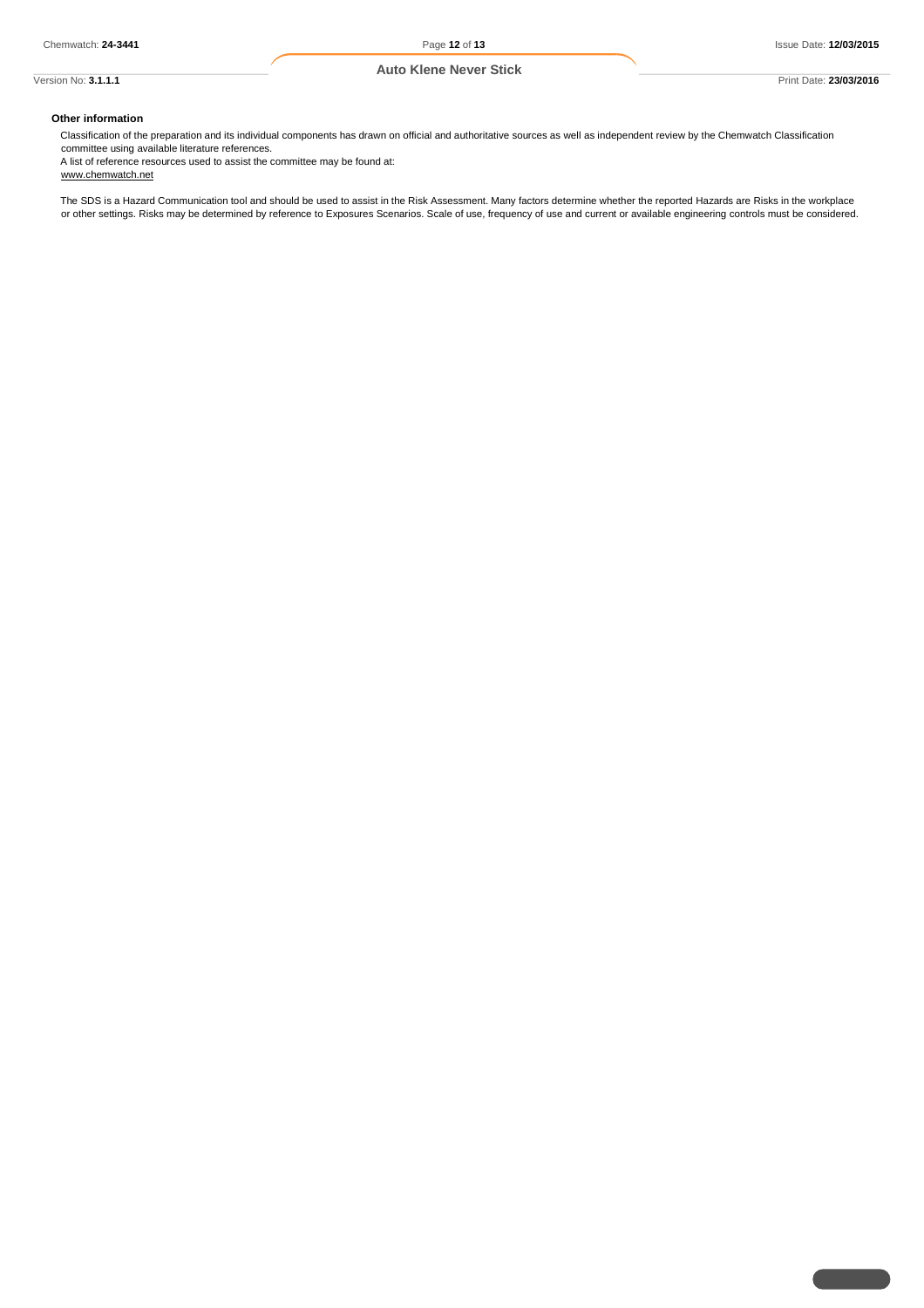### Other information

Classification of the preparation and its individual components has drawn on official and authoritative sources as well as independent review by the Chemwatch Classification committee using available literature references.
A list of reference resources used to assist the committee may be found at:
www.chemwatch.net

The SDS is a Hazard Communication tool and should be used to assist in the Risk Assessment. Many factors determine whether the reported Hazards are Risks in the workplace or other settings. Risks may be determined by reference to Exposures Scenarios. Scale of use, frequency of use and current or available engineering controls must be considered.